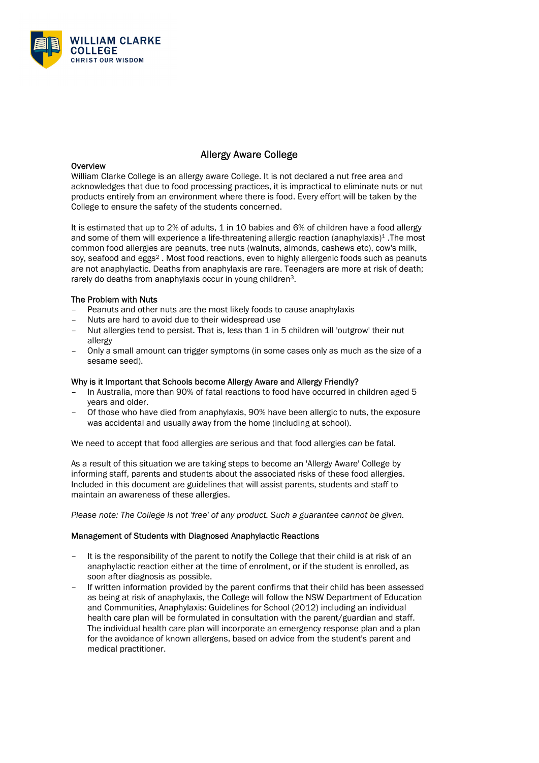WILLIAM CLARKE COLLEGE
CHRIST OUR WISDOM

# Allergy Aware College

## Overview

William Clarke College is an allergy aware College. It is not declared a nut free area and acknowledges that due to food processing practices, it is impractical to eliminate nuts or nut products entirely from an environment where there is food. Every effort will be taken by the College to ensure the safety of the students concerned.

It is estimated that up to 2% of adults, 1 in 10 babies and 6% of children have a food allergy and some of them will experience a life-threatening allergic reaction (anaphylaxis)[1] .The most common food allergies are peanuts, tree nuts (walnuts, almonds, cashews etc), cow's milk, soy, seafood and eggs[2] . Most food reactions, even to highly allergenic foods such as peanuts are not anaphylactic. Deaths from anaphylaxis are rare. Teenagers are more at risk of death; rarely do deaths from anaphylaxis occur in young children[3].

## The Problem with Nuts

- Peanuts and other nuts are the most likely foods to cause anaphylaxis
- Nuts are hard to avoid due to their widespread use
- Nut allergies tend to persist. That is, less than 1 in 5 children will 'outgrow' their nut allergy
- Only a small amount can trigger symptoms (in some cases only as much as the size of a sesame seed).

## Why is it Important that Schools become Allergy Aware and Allergy Friendly?

- In Australia, more than 90% of fatal reactions to food have occurred in children aged 5 years and older.
- Of those who have died from anaphylaxis, 90% have been allergic to nuts, the exposure was accidental and usually away from the home (including at school).

We need to accept that food allergies *are* serious and that food allergies *can* be fatal.

As a result of this situation we are taking steps to become an 'Allergy Aware' College by informing staff, parents and students about the associated risks of these food allergies. Included in this document are guidelines that will assist parents, students and staff to maintain an awareness of these allergies.

*Please note: The College is not 'free' of any product. Such a guarantee cannot be given.*

## Management of Students with Diagnosed Anaphylactic Reactions

- It is the responsibility of the parent to notify the College that their child is at risk of an anaphylactic reaction either at the time of enrolment, or if the student is enrolled, as soon after diagnosis as possible.
- If written information provided by the parent confirms that their child has been assessed as being at risk of anaphylaxis, the College will follow the NSW Department of Education and Communities, Anaphylaxis: Guidelines for School (2012) including an individual health care plan will be formulated in consultation with the parent/guardian and staff. The individual health care plan will incorporate an emergency response plan and a plan for the avoidance of known allergens, based on advice from the student's parent and medical practitioner.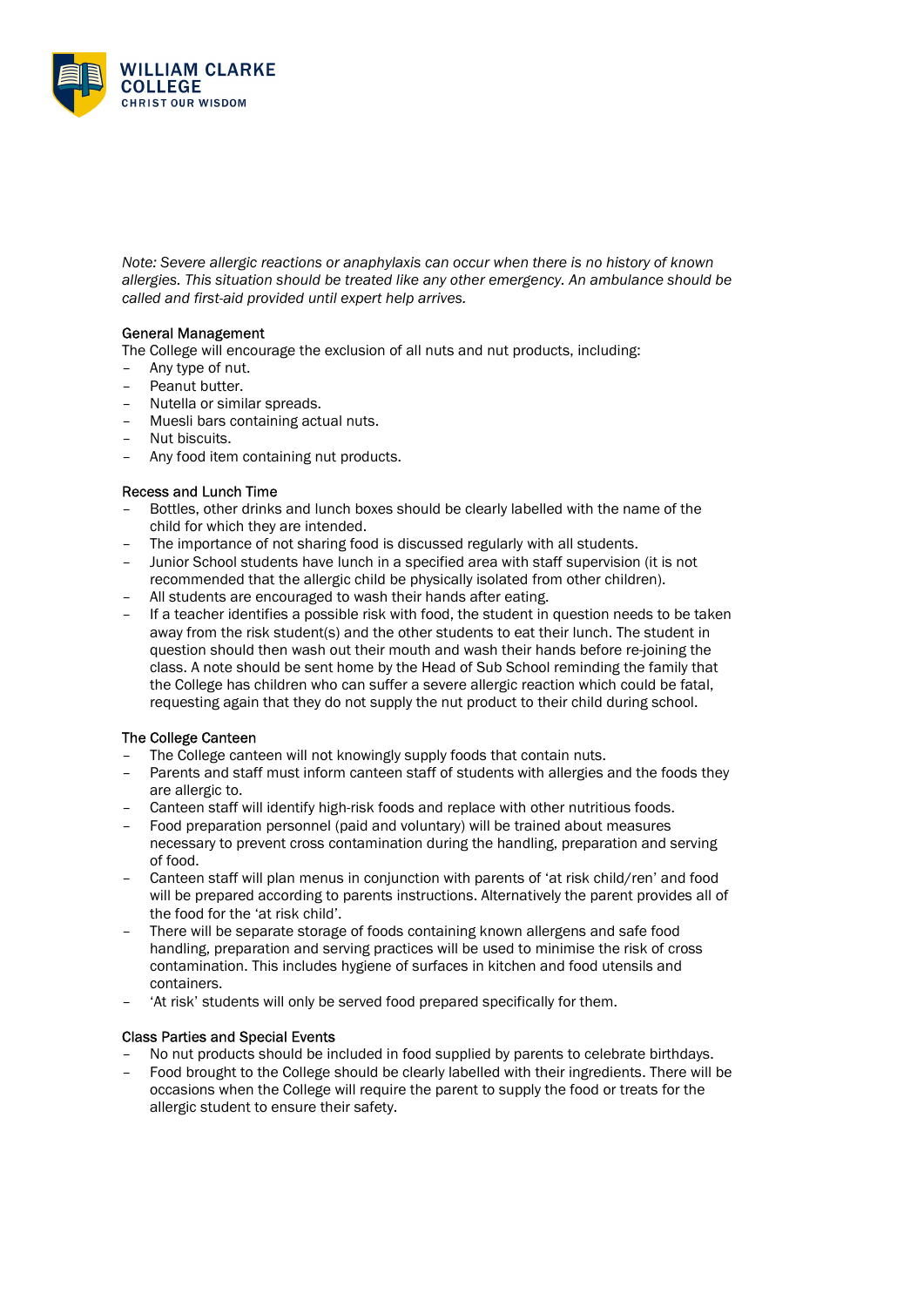*Note: Severe allergic reactions or anaphylaxis can occur when there is no history of known allergies. This situation should be treated like any other emergency. An ambulance should be called and first-aid provided until expert help arrives.*

### General Management

The College will encourage the exclusion of all nuts and nut products, including:

- Any type of nut.
- Peanut butter.
- Nutella or similar spreads.
- Muesli bars containing actual nuts.
- Nut biscuits.
- Any food item containing nut products.

### Recess and Lunch Time

- Bottles, other drinks and lunch boxes should be clearly labelled with the name of the child for which they are intended.
- The importance of not sharing food is discussed regularly with all students.
- Junior School students have lunch in a specified area with staff supervision (it is not recommended that the allergic child be physically isolated from other children).
- All students are encouraged to wash their hands after eating.
- If a teacher identifies a possible risk with food, the student in question needs to be taken away from the risk student(s) and the other students to eat their lunch. The student in question should then wash out their mouth and wash their hands before re-joining the class. A note should be sent home by the Head of Sub School reminding the family that the College has children who can suffer a severe allergic reaction which could be fatal, requesting again that they do not supply the nut product to their child during school.

### The College Canteen

- The College canteen will not knowingly supply foods that contain nuts.
- Parents and staff must inform canteen staff of students with allergies and the foods they are allergic to.
- Canteen staff will identify high-risk foods and replace with other nutritious foods.
- Food preparation personnel (paid and voluntary) will be trained about measures necessary to prevent cross contamination during the handling, preparation and serving of food.
- Canteen staff will plan menus in conjunction with parents of 'at risk child/ren' and food will be prepared according to parents instructions. Alternatively the parent provides all of the food for the 'at risk child'.
- There will be separate storage of foods containing known allergens and safe food handling, preparation and serving practices will be used to minimise the risk of cross contamination. This includes hygiene of surfaces in kitchen and food utensils and containers.
- 'At risk' students will only be served food prepared specifically for them.

### Class Parties and Special Events

- No nut products should be included in food supplied by parents to celebrate birthdays.
- Food brought to the College should be clearly labelled with their ingredients. There will be occasions when the College will require the parent to supply the food or treats for the allergic student to ensure their safety.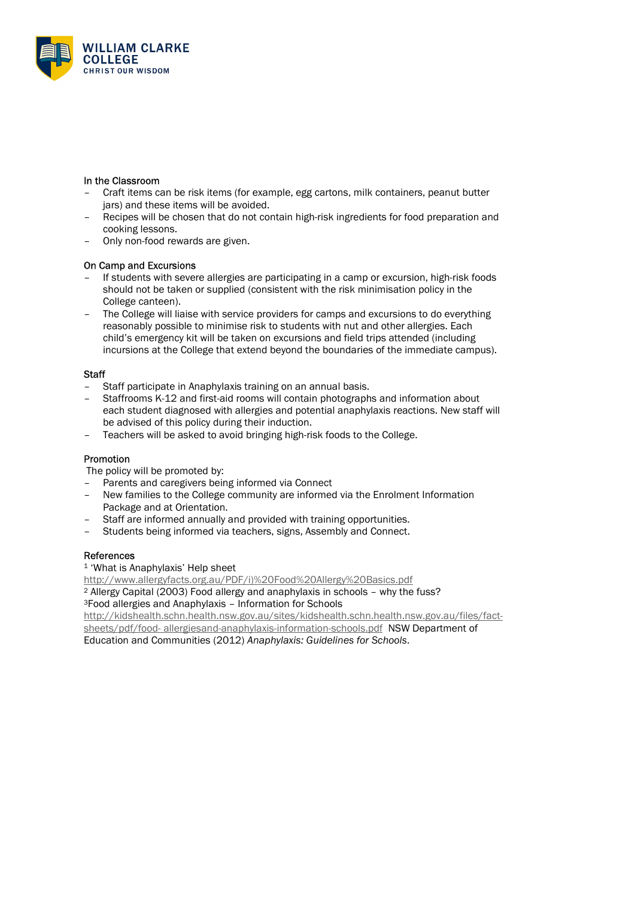In the Classroom

- Craft items can be risk items (for example, egg cartons, milk containers, peanut butter jars) and these items will be avoided.
- Recipes will be chosen that do not contain high-risk ingredients for food preparation and cooking lessons.
- Only non-food rewards are given.

On Camp and Excursions

- If students with severe allergies are participating in a camp or excursion, high-risk foods should not be taken or supplied (consistent with the risk minimisation policy in the College canteen).
- The College will liaise with service providers for camps and excursions to do everything reasonably possible to minimise risk to students with nut and other allergies. Each child's emergency kit will be taken on excursions and field trips attended (including incursions at the College that extend beyond the boundaries of the immediate campus).

Staff

- Staff participate in Anaphylaxis training on an annual basis.
- Staffrooms K-12 and first-aid rooms will contain photographs and information about each student diagnosed with allergies and potential anaphylaxis reactions. New staff will be advised of this policy during their induction.
- Teachers will be asked to avoid bringing high-risk foods to the College.

Promotion

The policy will be promoted by:

- Parents and caregivers being informed via Connect
- New families to the College community are informed via the Enrolment Information Package and at Orientation.
- Staff are informed annually and provided with training opportunities.
- Students being informed via teachers, signs, Assembly and Connect.

References

[1] 'What is Anaphylaxis' Help sheet
http://www.allergyfacts.org.au/PDF/i)%20Food%20Allergy%20Basics.pdf
[2] Allergy Capital (2003) Food allergy and anaphylaxis in schools – why the fuss?
[3] Food allergies and Anaphylaxis – Information for Schools
http://kidshealth.schn.health.nsw.gov.au/sites/kidshealth.schn.health.nsw.gov.au/files/fact-sheets/pdf/food- allergiesand-anaphylaxis-information-schools.pdf NSW Department of Education and Communities (2012) *Anaphylaxis: Guidelines for Schools*.